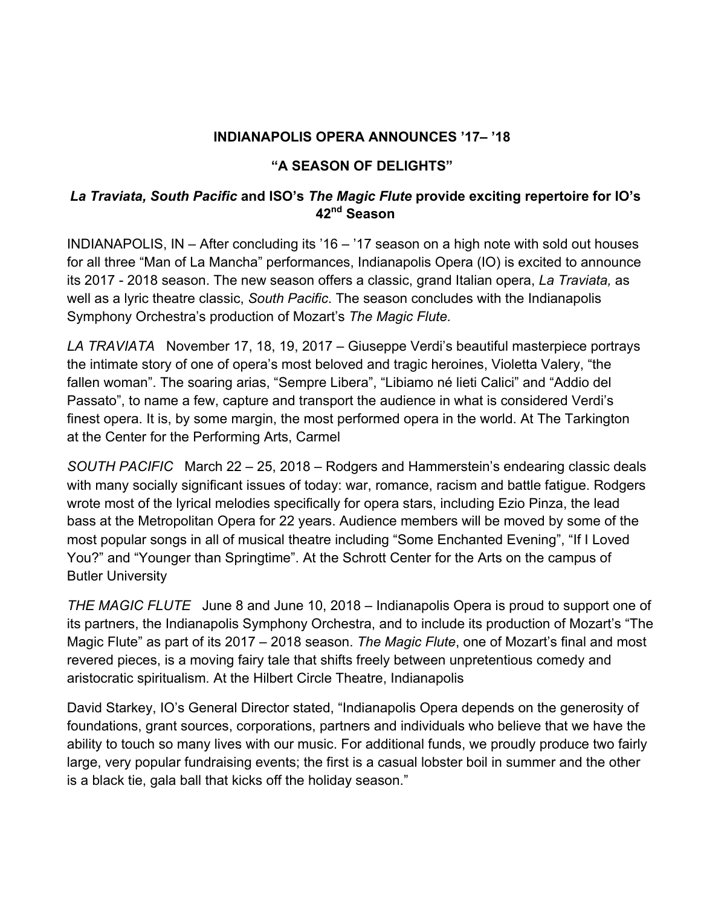# INDIANAPOLIS OPERA ANNOUNCES '17– '18

## "A SEASON OF DELIGHTS"

### *La Traviata, South Pacific* and ISO's *The Magic Flute* provide exciting repertoire for IO's 42nd Season

INDIANAPOLIS, IN – After concluding its '16 – '17 season on a high note with sold out houses for all three "Man of La Mancha" performances, Indianapolis Opera (IO) is excited to announce its 2017 - 2018 season. The new season offers a classic, grand Italian opera, *La Traviata,* as well as a lyric theatre classic, *South Pacific*. The season concludes with the Indianapolis Symphony Orchestra's production of Mozart's *The Magic Flute.*

*LA TRAVIATA* November 17, 18, 19, 2017 – Giuseppe Verdi's beautiful masterpiece portrays the intimate story of one of opera's most beloved and tragic heroines, Violetta Valery, "the fallen woman". The soaring arias, "Sempre Libera", "Libiamo né lieti Calici" and "Addio del Passato", to name a few, capture and transport the audience in what is considered Verdi's finest opera. It is, by some margin, the most performed opera in the world. At The Tarkington at the Center for the Performing Arts, Carmel

*SOUTH PACIFIC* March 22 – 25, 2018 – Rodgers and Hammerstein's endearing classic deals with many socially significant issues of today: war, romance, racism and battle fatigue. Rodgers wrote most of the lyrical melodies specifically for opera stars, including Ezio Pinza, the lead bass at the Metropolitan Opera for 22 years. Audience members will be moved by some of the most popular songs in all of musical theatre including "Some Enchanted Evening", "If I Loved You?" and "Younger than Springtime". At the Schrott Center for the Arts on the campus of Butler University

*THE MAGIC FLUTE* June 8 and June 10, 2018 – Indianapolis Opera is proud to support one of its partners, the Indianapolis Symphony Orchestra, and to include its production of Mozart's "The Magic Flute" as part of its 2017 – 2018 season. *The Magic Flute*, one of Mozart's final and most revered pieces, is a moving fairy tale that shifts freely between unpretentious comedy and aristocratic spiritualism. At the Hilbert Circle Theatre, Indianapolis

David Starkey, IO's General Director stated, "Indianapolis Opera depends on the generosity of foundations, grant sources, corporations, partners and individuals who believe that we have the ability to touch so many lives with our music. For additional funds, we proudly produce two fairly large, very popular fundraising events; the first is a casual lobster boil in summer and the other is a black tie, gala ball that kicks off the holiday season."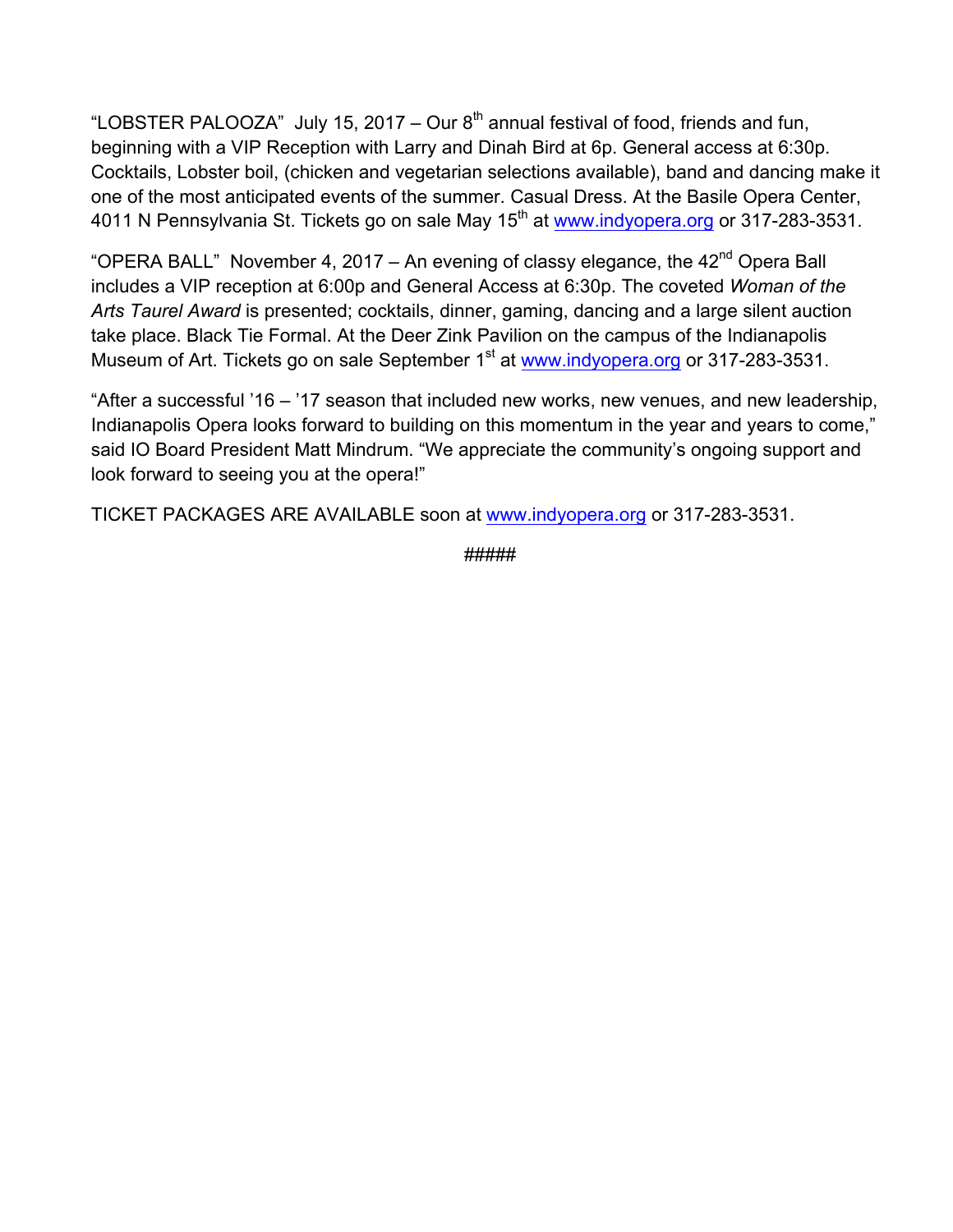"LOBSTER PALOOZA"  July 15, 2017 – Our 8th annual festival of food, friends and fun, beginning with a VIP Reception with Larry and Dinah Bird at 6p. General access at 6:30p. Cocktails, Lobster boil, (chicken and vegetarian selections available), band and dancing make it one of the most anticipated events of the summer. Casual Dress. At the Basile Opera Center, 4011 N Pennsylvania St. Tickets go on sale May 15th at www.indyopera.org or 317-283-3531.

"OPERA BALL"  November 4, 2017 – An evening of classy elegance, the 42nd Opera Ball includes a VIP reception at 6:00p and General Access at 6:30p. The coveted *Woman of the Arts Taurel Award* is presented; cocktails, dinner, gaming, dancing and a large silent auction take place. Black Tie Formal. At the Deer Zink Pavilion on the campus of the Indianapolis Museum of Art. Tickets go on sale September 1st at www.indyopera.org or 317-283-3531.

"After a successful '16 – '17 season that included new works, new venues, and new leadership, Indianapolis Opera looks forward to building on this momentum in the year and years to come," said IO Board President Matt Mindrum. "We appreciate the community's ongoing support and look forward to seeing you at the opera!"

TICKET PACKAGES ARE AVAILABLE soon at www.indyopera.org or 317-283-3531.

#####